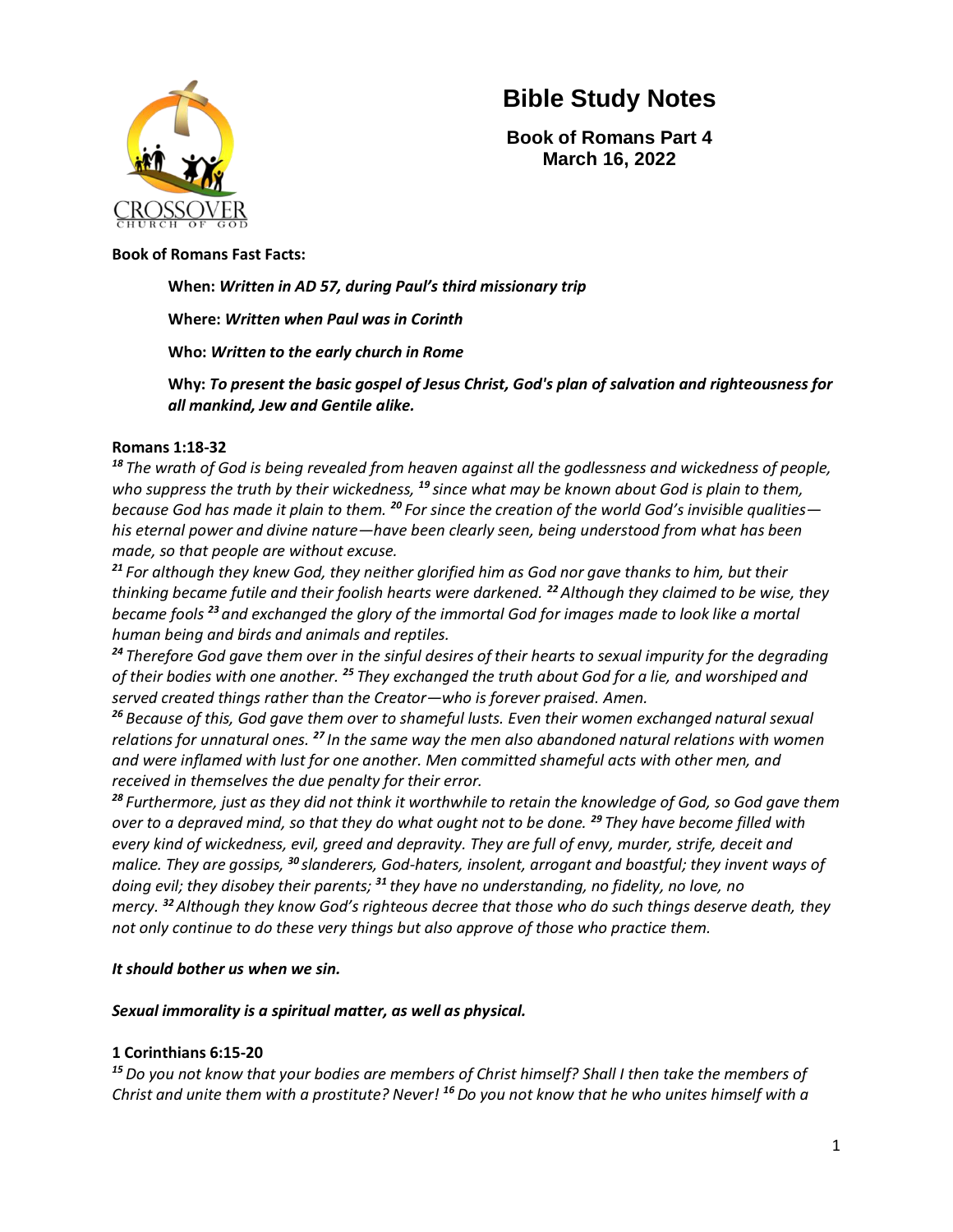# Bible Study Notes

## Book of Romans Part 4
## March 16, 2022

**Book of Romans Fast Facts:**

**When:** ***Written in AD 57, during Paul's third missionary trip***

**Where:** ***Written when Paul was in Corinth***

**Who:** ***Written to the early church in Rome***

**Why:** ***To present the basic gospel of Jesus Christ, God's plan of salvation and righteousness for all mankind, Jew and Gentile alike.***

**Romans 1:18-32**

***18*** *The wrath of God is being revealed from heaven against all the godlessness and wickedness of people, who suppress the truth by their wickedness,* ***19*** *since what may be known about God is plain to them, because God has made it plain to them.* ***20*** *For since the creation of the world God's invisible qualities—his eternal power and divine nature—have been clearly seen, being understood from what has been made, so that people are without excuse.*

***21*** *For although they knew God, they neither glorified him as God nor gave thanks to him, but their thinking became futile and their foolish hearts were darkened.* ***22*** *Although they claimed to be wise, they became fools* ***23*** *and exchanged the glory of the immortal God for images made to look like a mortal human being and birds and animals and reptiles.*

***24*** *Therefore God gave them over in the sinful desires of their hearts to sexual impurity for the degrading of their bodies with one another.* ***25*** *They exchanged the truth about God for a lie, and worshiped and served created things rather than the Creator—who is forever praised. Amen.*

***26*** *Because of this, God gave them over to shameful lusts. Even their women exchanged natural sexual relations for unnatural ones.* ***27*** *In the same way the men also abandoned natural relations with women and were inflamed with lust for one another. Men committed shameful acts with other men, and received in themselves the due penalty for their error.*

***28*** *Furthermore, just as they did not think it worthwhile to retain the knowledge of God, so God gave them over to a depraved mind, so that they do what ought not to be done.* ***29*** *They have become filled with every kind of wickedness, evil, greed and depravity. They are full of envy, murder, strife, deceit and malice. They are gossips,* ***30*** *slanderers, God-haters, insolent, arrogant and boastful; they invent ways of doing evil; they disobey their parents;* ***31*** *they have no understanding, no fidelity, no love, no mercy.* ***32*** *Although they know God's righteous decree that those who do such things deserve death, they not only continue to do these very things but also approve of those who practice them.*

***It should bother us when we sin.***

***Sexual immorality is a spiritual matter, as well as physical.***

**1 Corinthians 6:15-20**

***15*** *Do you not know that your bodies are members of Christ himself? Shall I then take the members of Christ and unite them with a prostitute? Never!* ***16*** *Do you not know that he who unites himself with a*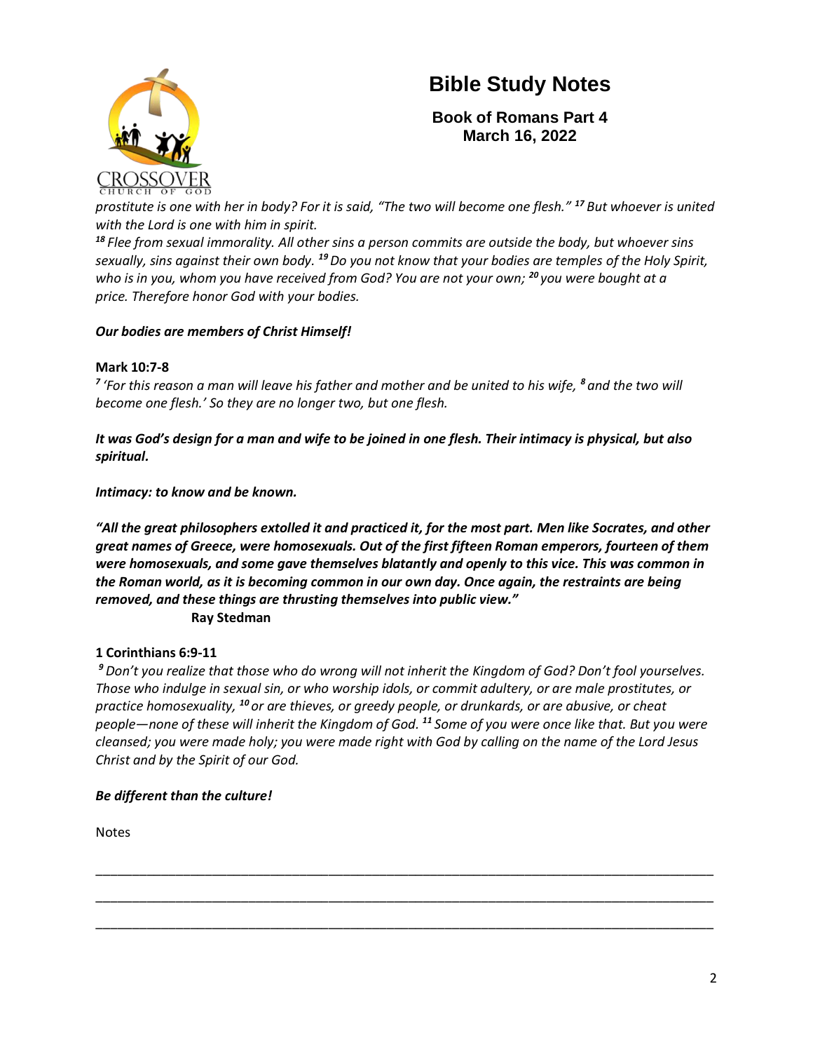# Bible Study Notes

**Book of Romans Part 4**
**March 16, 2022**

*prostitute is one with her in body? For it is said, "The two will become one flesh."* [17] *But whoever is united with the Lord is one with him in spirit.*
[18] *Flee from sexual immorality. All other sins a person commits are outside the body, but whoever sins sexually, sins against their own body.* [19] *Do you not know that your bodies are temples of the Holy Spirit, who is in you, whom you have received from God? You are not your own;* [20] *you were bought at a price. Therefore honor God with your bodies.*

***Our bodies are members of Christ Himself!***

**Mark 10:7-8**
[7] *'For this reason a man will leave his father and mother and be united to his wife,* [8] *and the two will become one flesh.' So they are no longer two, but one flesh.*

***It was God's design for a man and wife to be joined in one flesh. Their intimacy is physical, but also spiritual.***

***Intimacy: to know and be known.***

***"All the great philosophers extolled it and practiced it, for the most part. Men like Socrates, and other great names of Greece, were homosexuals. Out of the first fifteen Roman emperors, fourteen of them were homosexuals, and some gave themselves blatantly and openly to this vice. This was common in the Roman world, as it is becoming common in our own day. Once again, the restraints are being removed, and these things are thrusting themselves into public view."***
**Ray Stedman**

**1 Corinthians 6:9-11**
[9] *Don't you realize that those who do wrong will not inherit the Kingdom of God? Don't fool yourselves. Those who indulge in sexual sin, or who worship idols, or commit adultery, or are male prostitutes, or practice homosexuality,* [10] *or are thieves, or greedy people, or drunkards, or are abusive, or cheat people—none of these will inherit the Kingdom of God.* [11] *Some of you were once like that. But you were cleansed; you were made holy; you were made right with God by calling on the name of the Lord Jesus Christ and by the Spirit of our God.*

***Be different than the culture!***

Notes

\_\_\_\_\_\_\_\_\_\_\_\_\_\_\_\_\_\_\_\_\_\_\_\_\_\_\_\_\_\_\_\_\_\_\_\_\_\_\_\_\_\_\_\_\_\_\_\_\_\_\_\_\_\_\_\_\_\_\_\_\_\_\_\_\_\_\_\_\_\_\_\_\_\_\_\_\_\_

\_\_\_\_\_\_\_\_\_\_\_\_\_\_\_\_\_\_\_\_\_\_\_\_\_\_\_\_\_\_\_\_\_\_\_\_\_\_\_\_\_\_\_\_\_\_\_\_\_\_\_\_\_\_\_\_\_\_\_\_\_\_\_\_\_\_\_\_\_\_\_\_\_\_\_\_\_\_

\_\_\_\_\_\_\_\_\_\_\_\_\_\_\_\_\_\_\_\_\_\_\_\_\_\_\_\_\_\_\_\_\_\_\_\_\_\_\_\_\_\_\_\_\_\_\_\_\_\_\_\_\_\_\_\_\_\_\_\_\_\_\_\_\_\_\_\_\_\_\_\_\_\_\_\_\_\_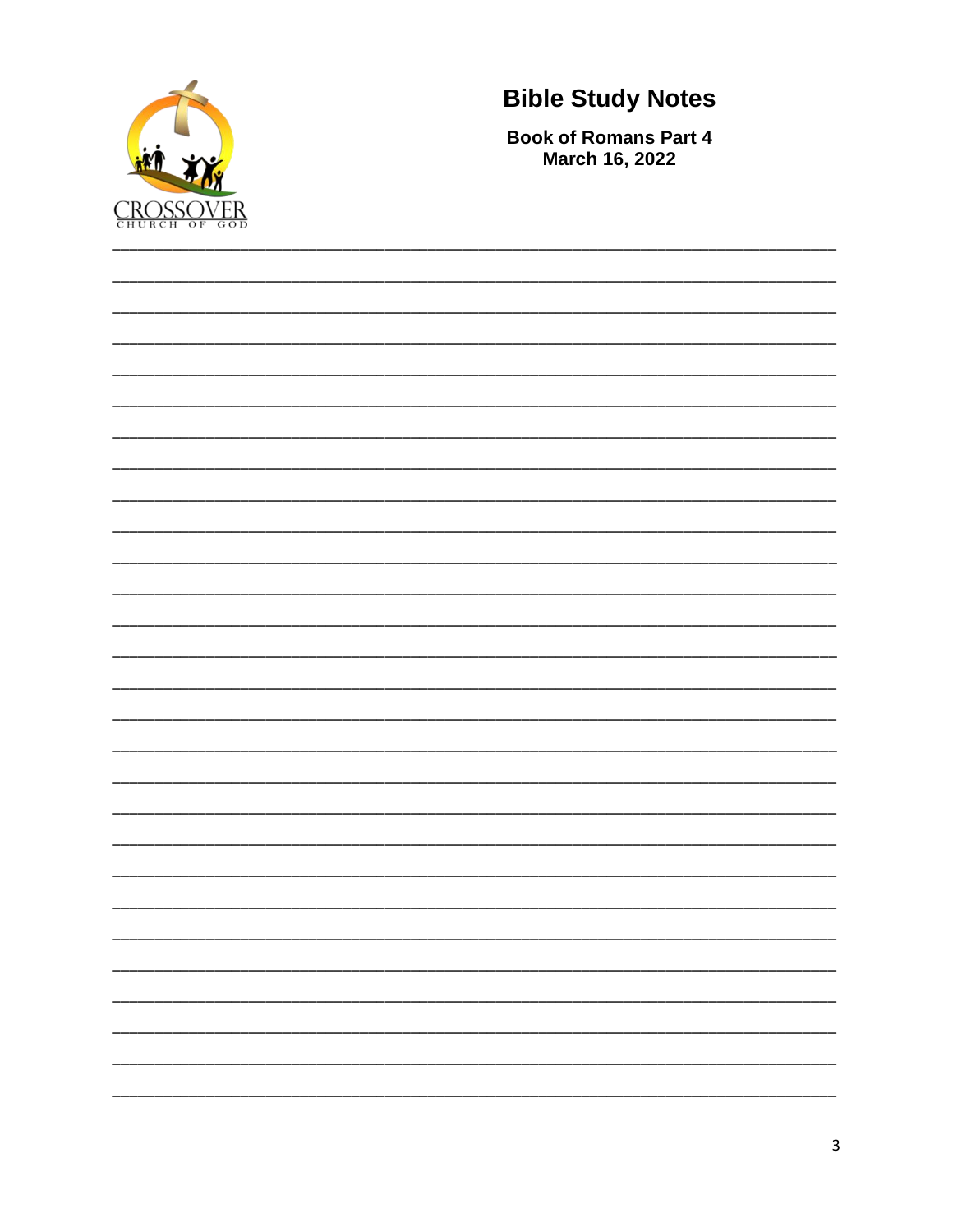# Bible Study Notes

**Book of Romans Part 4**
**March 16, 2022**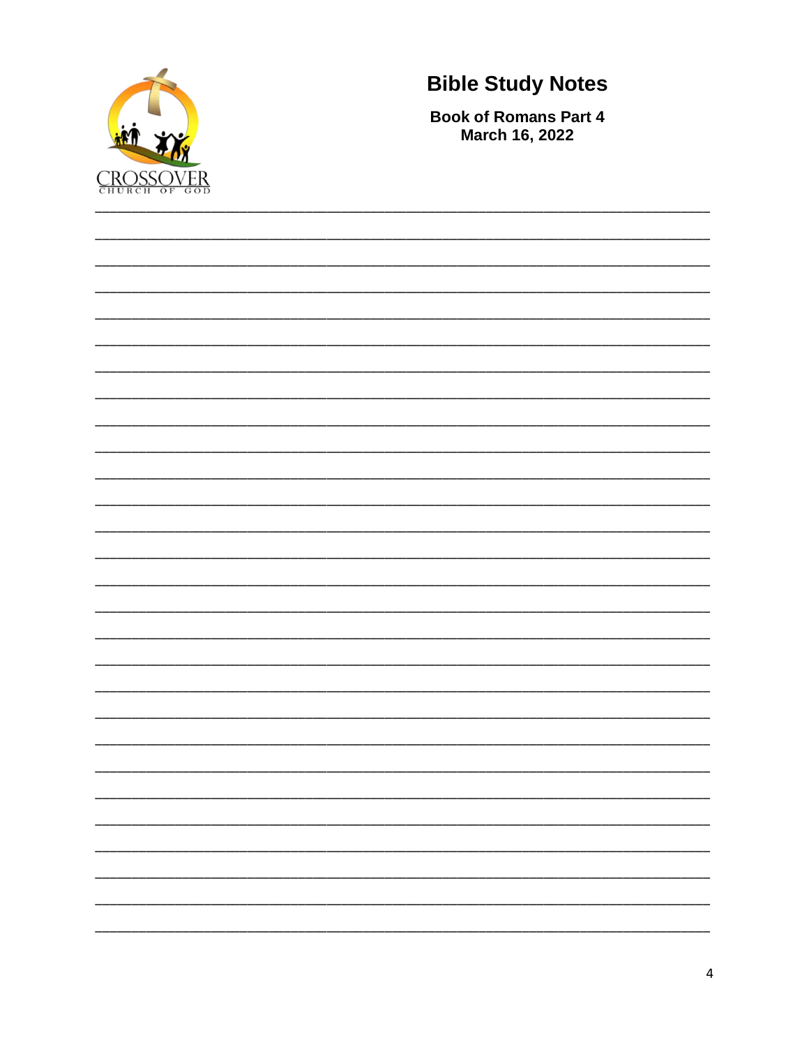# Bible Study Notes

**Book of Romans Part 4**
**March 16, 2022**

___________________________________________________________________________

___________________________________________________________________________

___________________________________________________________________________

___________________________________________________________________________

___________________________________________________________________________

___________________________________________________________________________

___________________________________________________________________________

___________________________________________________________________________

___________________________________________________________________________

___________________________________________________________________________

___________________________________________________________________________

___________________________________________________________________________

___________________________________________________________________________

___________________________________________________________________________

___________________________________________________________________________

___________________________________________________________________________

___________________________________________________________________________

___________________________________________________________________________

___________________________________________________________________________

___________________________________________________________________________

___________________________________________________________________________

___________________________________________________________________________

___________________________________________________________________________

___________________________________________________________________________

___________________________________________________________________________

___________________________________________________________________________

___________________________________________________________________________

___________________________________________________________________________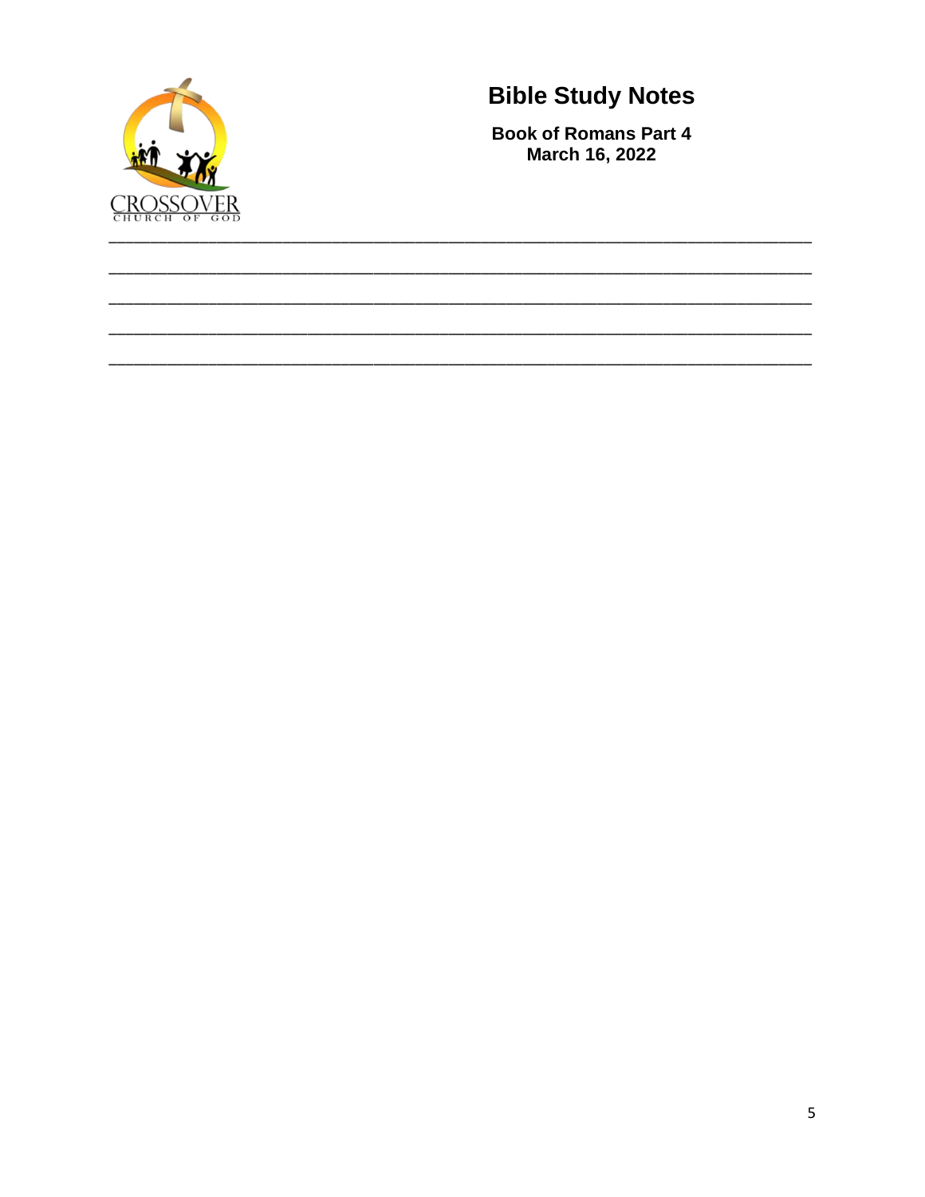CROSSOVER
CHURCH OF GOD

# Bible Study Notes

**Book of Romans Part 4**
**March 16, 2022**

\_\_\_\_\_\_\_\_\_\_\_\_\_\_\_\_\_\_\_\_\_\_\_\_\_\_\_\_\_\_\_\_\_\_\_\_\_\_\_\_\_\_\_\_\_\_\_\_\_\_\_\_\_\_\_\_\_\_\_\_\_\_\_\_\_\_\_\_\_\_\_\_\_\_

\_\_\_\_\_\_\_\_\_\_\_\_\_\_\_\_\_\_\_\_\_\_\_\_\_\_\_\_\_\_\_\_\_\_\_\_\_\_\_\_\_\_\_\_\_\_\_\_\_\_\_\_\_\_\_\_\_\_\_\_\_\_\_\_\_\_\_\_\_\_\_\_\_\_

\_\_\_\_\_\_\_\_\_\_\_\_\_\_\_\_\_\_\_\_\_\_\_\_\_\_\_\_\_\_\_\_\_\_\_\_\_\_\_\_\_\_\_\_\_\_\_\_\_\_\_\_\_\_\_\_\_\_\_\_\_\_\_\_\_\_\_\_\_\_\_\_\_\_

\_\_\_\_\_\_\_\_\_\_\_\_\_\_\_\_\_\_\_\_\_\_\_\_\_\_\_\_\_\_\_\_\_\_\_\_\_\_\_\_\_\_\_\_\_\_\_\_\_\_\_\_\_\_\_\_\_\_\_\_\_\_\_\_\_\_\_\_\_\_\_\_\_\_

\_\_\_\_\_\_\_\_\_\_\_\_\_\_\_\_\_\_\_\_\_\_\_\_\_\_\_\_\_\_\_\_\_\_\_\_\_\_\_\_\_\_\_\_\_\_\_\_\_\_\_\_\_\_\_\_\_\_\_\_\_\_\_\_\_\_\_\_\_\_\_\_\_\_